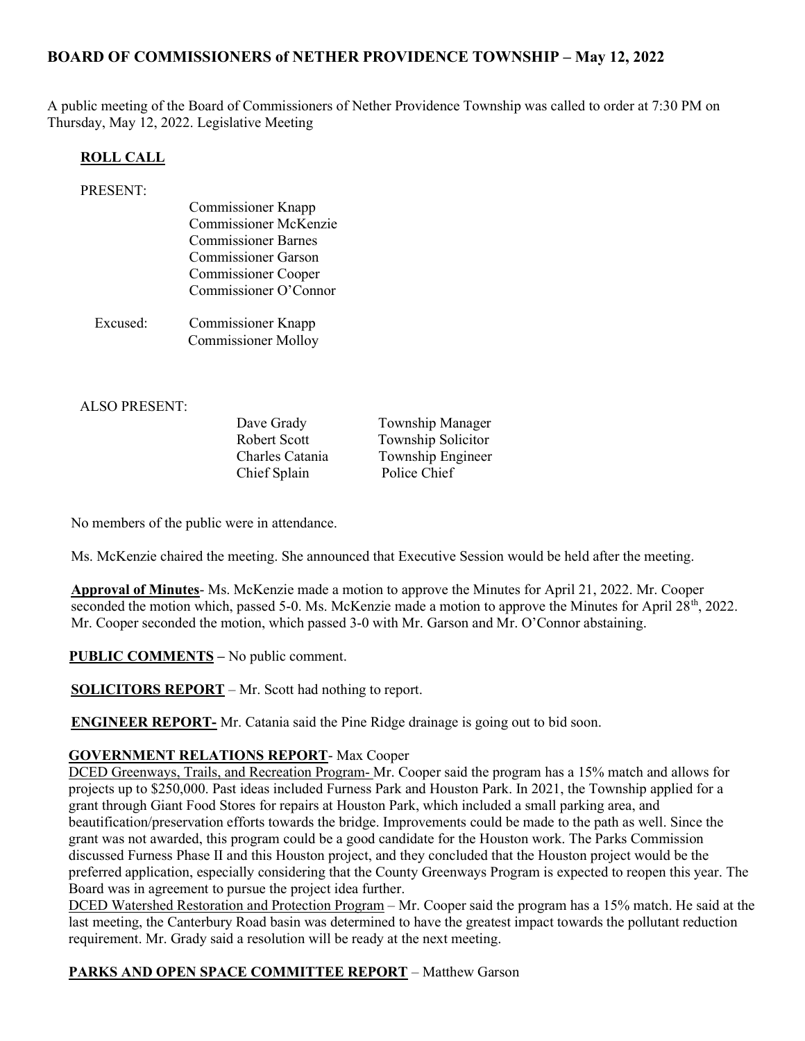# BOARD OF COMMISSIONERS of NETHER PROVIDENCE TOWNSHIP – May 12, 2022

A public meeting of the Board of Commissioners of Nether Providence Township was called to order at 7:30 PM on Thursday, May 12, 2022. Legislative Meeting

## ROLL CALL

PRESENT:

Commissioner Knapp
Commissioner McKenzie
Commissioner Barnes
Commissioner Garson
Commissioner Cooper
Commissioner O'Connor

Excused: Commissioner Knapp
Commissioner Molloy

ALSO PRESENT:

| | |
|---|---|
| Dave Grady | Township Manager |
| Robert Scott | Township Solicitor |
| Charles Catania | Township Engineer |
| Chief Splain | Police Chief |

No members of the public were in attendance.

Ms. McKenzie chaired the meeting. She announced that Executive Session would be held after the meeting.

**Approval of Minutes**- Ms. McKenzie made a motion to approve the Minutes for April 21, 2022. Mr. Cooper seconded the motion which, passed 5-0. Ms. McKenzie made a motion to approve the Minutes for April 28th, 2022. Mr. Cooper seconded the motion, which passed 3-0 with Mr. Garson and Mr. O'Connor abstaining.

**PUBLIC COMMENTS –** No public comment.

**SOLICITORS REPORT** – Mr. Scott had nothing to report.

**ENGINEER REPORT-** Mr. Catania said the Pine Ridge drainage is going out to bid soon.

**GOVERNMENT RELATIONS REPORT**- Max Cooper

DCED Greenways, Trails, and Recreation Program- Mr. Cooper said the program has a 15% match and allows for projects up to $250,000. Past ideas included Furness Park and Houston Park. In 2021, the Township applied for a grant through Giant Food Stores for repairs at Houston Park, which included a small parking area, and beautification/preservation efforts towards the bridge. Improvements could be made to the path as well. Since the grant was not awarded, this program could be a good candidate for the Houston work. The Parks Commission discussed Furness Phase II and this Houston project, and they concluded that the Houston project would be the preferred application, especially considering that the County Greenways Program is expected to reopen this year. The Board was in agreement to pursue the project idea further.

DCED Watershed Restoration and Protection Program – Mr. Cooper said the program has a 15% match. He said at the last meeting, the Canterbury Road basin was determined to have the greatest impact towards the pollutant reduction requirement. Mr. Grady said a resolution will be ready at the next meeting.

**PARKS AND OPEN SPACE COMMITTEE REPORT** – Matthew Garson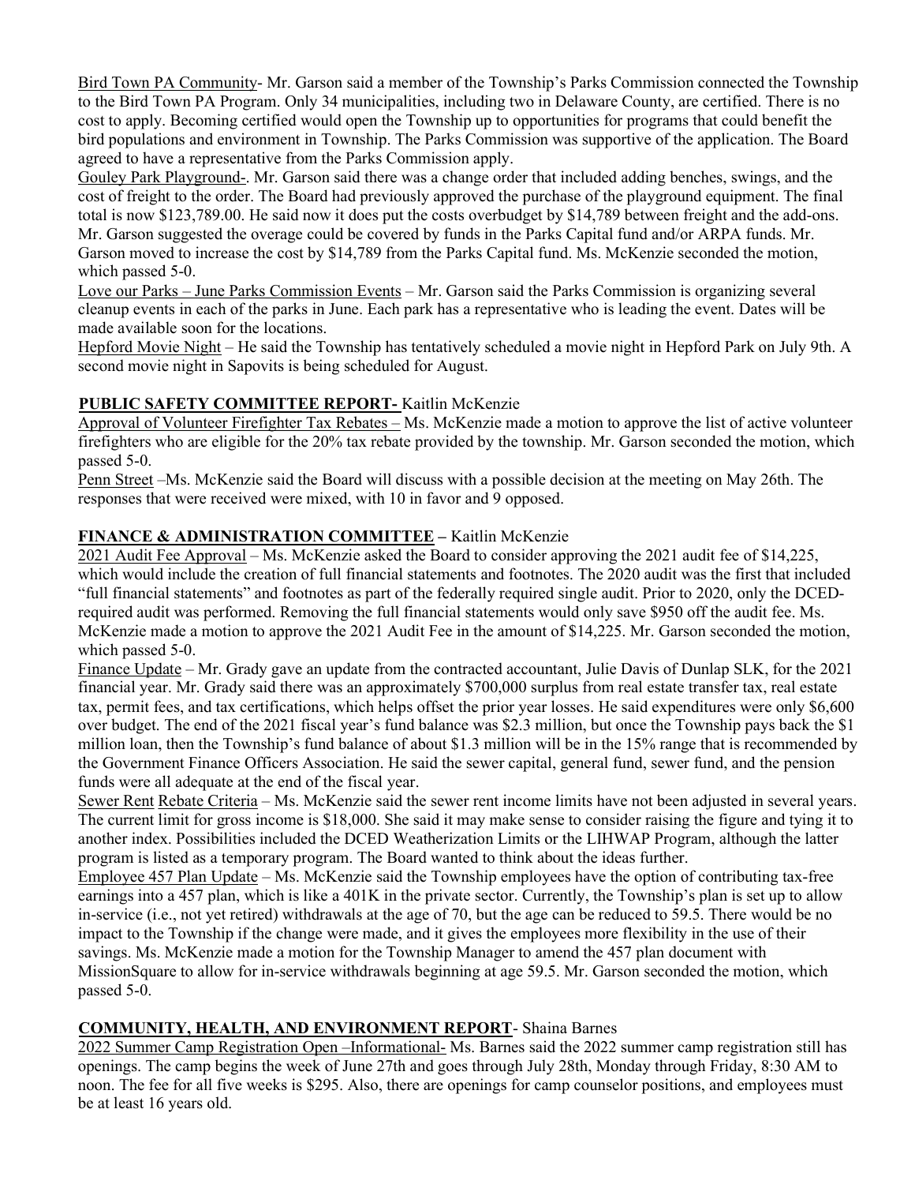Bird Town PA Community- Mr. Garson said a member of the Township's Parks Commission connected the Township to the Bird Town PA Program. Only 34 municipalities, including two in Delaware County, are certified. There is no cost to apply. Becoming certified would open the Township up to opportunities for programs that could benefit the bird populations and environment in Township. The Parks Commission was supportive of the application. The Board agreed to have a representative from the Parks Commission apply.

Gouley Park Playground-. Mr. Garson said there was a change order that included adding benches, swings, and the cost of freight to the order. The Board had previously approved the purchase of the playground equipment. The final total is now $123,789.00. He said now it does put the costs overbudget by $14,789 between freight and the add-ons. Mr. Garson suggested the overage could be covered by funds in the Parks Capital fund and/or ARPA funds. Mr. Garson moved to increase the cost by $14,789 from the Parks Capital fund. Ms. McKenzie seconded the motion, which passed 5-0.

Love our Parks – June Parks Commission Events – Mr. Garson said the Parks Commission is organizing several cleanup events in each of the parks in June. Each park has a representative who is leading the event. Dates will be made available soon for the locations.

Hepford Movie Night – He said the Township has tentatively scheduled a movie night in Hepford Park on July 9th. A second movie night in Sapovits is being scheduled for August.

**PUBLIC SAFETY COMMITTEE REPORT-** Kaitlin McKenzie

Approval of Volunteer Firefighter Tax Rebates – Ms. McKenzie made a motion to approve the list of active volunteer firefighters who are eligible for the 20% tax rebate provided by the township. Mr. Garson seconded the motion, which passed 5-0.

Penn Street –Ms. McKenzie said the Board will discuss with a possible decision at the meeting on May 26th. The responses that were received were mixed, with 10 in favor and 9 opposed.

**FINANCE & ADMINISTRATION COMMITTEE –** Kaitlin McKenzie

2021 Audit Fee Approval – Ms. McKenzie asked the Board to consider approving the 2021 audit fee of $14,225, which would include the creation of full financial statements and footnotes. The 2020 audit was the first that included "full financial statements" and footnotes as part of the federally required single audit. Prior to 2020, only the DCED-required audit was performed. Removing the full financial statements would only save $950 off the audit fee. Ms. McKenzie made a motion to approve the 2021 Audit Fee in the amount of $14,225. Mr. Garson seconded the motion, which passed 5-0.

Finance Update – Mr. Grady gave an update from the contracted accountant, Julie Davis of Dunlap SLK, for the 2021 financial year. Mr. Grady said there was an approximately $700,000 surplus from real estate transfer tax, real estate tax, permit fees, and tax certifications, which helps offset the prior year losses. He said expenditures were only $6,600 over budget. The end of the 2021 fiscal year's fund balance was $2.3 million, but once the Township pays back the $1 million loan, then the Township's fund balance of about $1.3 million will be in the 15% range that is recommended by the Government Finance Officers Association. He said the sewer capital, general fund, sewer fund, and the pension funds were all adequate at the end of the fiscal year.

Sewer Rent Rebate Criteria – Ms. McKenzie said the sewer rent income limits have not been adjusted in several years. The current limit for gross income is $18,000. She said it may make sense to consider raising the figure and tying it to another index. Possibilities included the DCED Weatherization Limits or the LIHWAP Program, although the latter program is listed as a temporary program. The Board wanted to think about the ideas further.

Employee 457 Plan Update – Ms. McKenzie said the Township employees have the option of contributing tax-free earnings into a 457 plan, which is like a 401K in the private sector. Currently, the Township's plan is set up to allow in-service (i.e., not yet retired) withdrawals at the age of 70, but the age can be reduced to 59.5. There would be no impact to the Township if the change were made, and it gives the employees more flexibility in the use of their savings. Ms. McKenzie made a motion for the Township Manager to amend the 457 plan document with MissionSquare to allow for in-service withdrawals beginning at age 59.5. Mr. Garson seconded the motion, which passed 5-0.

**COMMUNITY, HEALTH, AND ENVIRONMENT REPORT**- Shaina Barnes

2022 Summer Camp Registration Open –Informational- Ms. Barnes said the 2022 summer camp registration still has openings. The camp begins the week of June 27th and goes through July 28th, Monday through Friday, 8:30 AM to noon. The fee for all five weeks is $295. Also, there are openings for camp counselor positions, and employees must be at least 16 years old.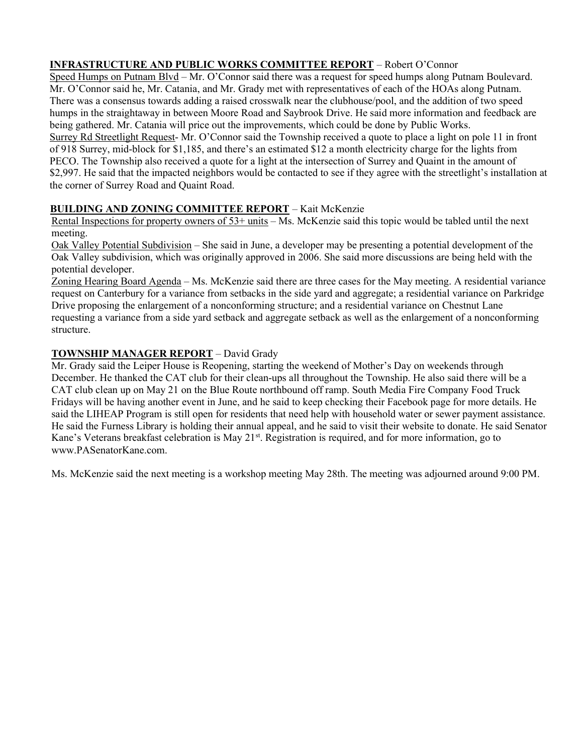**INFRASTRUCTURE AND PUBLIC WORKS COMMITTEE REPORT** – Robert O'Connor

Speed Humps on Putnam Blvd – Mr. O'Connor said there was a request for speed humps along Putnam Boulevard. Mr. O'Connor said he, Mr. Catania, and Mr. Grady met with representatives of each of the HOAs along Putnam. There was a consensus towards adding a raised crosswalk near the clubhouse/pool, and the addition of two speed humps in the straightaway in between Moore Road and Saybrook Drive. He said more information and feedback are being gathered. Mr. Catania will price out the improvements, which could be done by Public Works.

Surrey Rd Streetlight Request- Mr. O'Connor said the Township received a quote to place a light on pole 11 in front of 918 Surrey, mid-block for $1,185, and there's an estimated $12 a month electricity charge for the lights from PECO. The Township also received a quote for a light at the intersection of Surrey and Quaint in the amount of $2,997. He said that the impacted neighbors would be contacted to see if they agree with the streetlight's installation at the corner of Surrey Road and Quaint Road.

**BUILDING AND ZONING COMMITTEE REPORT** – Kait McKenzie

Rental Inspections for property owners of 53+ units – Ms. McKenzie said this topic would be tabled until the next meeting.

Oak Valley Potential Subdivision – She said in June, a developer may be presenting a potential development of the Oak Valley subdivision, which was originally approved in 2006. She said more discussions are being held with the potential developer.

Zoning Hearing Board Agenda – Ms. McKenzie said there are three cases for the May meeting. A residential variance request on Canterbury for a variance from setbacks in the side yard and aggregate; a residential variance on Parkridge Drive proposing the enlargement of a nonconforming structure; and a residential variance on Chestnut Lane requesting a variance from a side yard setback and aggregate setback as well as the enlargement of a nonconforming structure.

**TOWNSHIP MANAGER REPORT** – David Grady

Mr. Grady said the Leiper House is Reopening, starting the weekend of Mother's Day on weekends through December. He thanked the CAT club for their clean-ups all throughout the Township. He also said there will be a CAT club clean up on May 21 on the Blue Route northbound off ramp. South Media Fire Company Food Truck Fridays will be having another event in June, and he said to keep checking their Facebook page for more details. He said the LIHEAP Program is still open for residents that need help with household water or sewer payment assistance. He said the Furness Library is holding their annual appeal, and he said to visit their website to donate. He said Senator Kane's Veterans breakfast celebration is May 21st. Registration is required, and for more information, go to www.PASenatorKane.com.

Ms. McKenzie said the next meeting is a workshop meeting May 28th. The meeting was adjourned around 9:00 PM.